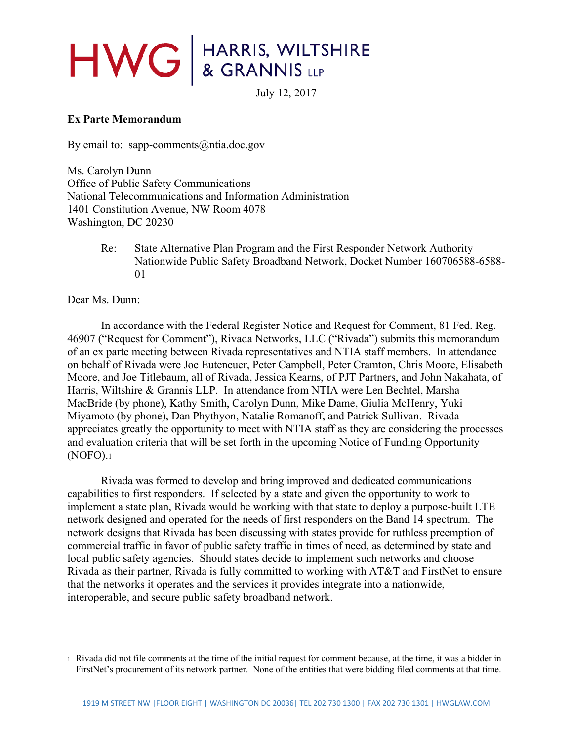# HWG | HARRIS, WILTSHIRE & GRANNIS LLP

July 12, 2017

**Ex Parte Memorandum**

By email to: sapp-comments@ntia.doc.gov

Ms. Carolyn Dunn
Office of Public Safety Communications
National Telecommunications and Information Administration
1401 Constitution Avenue, NW Room 4078
Washington, DC 20230

Re: State Alternative Plan Program and the First Responder Network Authority Nationwide Public Safety Broadband Network, Docket Number 160706588-6588-01

Dear Ms. Dunn:

In accordance with the Federal Register Notice and Request for Comment, 81 Fed. Reg. 46907 ("Request for Comment"), Rivada Networks, LLC ("Rivada") submits this memorandum of an ex parte meeting between Rivada representatives and NTIA staff members. In attendance on behalf of Rivada were Joe Euteneuer, Peter Campbell, Peter Cramton, Chris Moore, Elisabeth Moore, and Joe Titlebaum, all of Rivada, Jessica Kearns, of PJT Partners, and John Nakahata, of Harris, Wiltshire & Grannis LLP. In attendance from NTIA were Len Bechtel, Marsha MacBride (by phone), Kathy Smith, Carolyn Dunn, Mike Dame, Giulia McHenry, Yuki Miyamoto (by phone), Dan Phythyon, Natalie Romanoff, and Patrick Sullivan. Rivada appreciates greatly the opportunity to meet with NTIA staff as they are considering the processes and evaluation criteria that will be set forth in the upcoming Notice of Funding Opportunity (NOFO).[1]

Rivada was formed to develop and bring improved and dedicated communications capabilities to first responders. If selected by a state and given the opportunity to work to implement a state plan, Rivada would be working with that state to deploy a purpose-built LTE network designed and operated for the needs of first responders on the Band 14 spectrum. The network designs that Rivada has been discussing with states provide for ruthless preemption of commercial traffic in favor of public safety traffic in times of need, as determined by state and local public safety agencies. Should states decide to implement such networks and choose Rivada as their partner, Rivada is fully committed to working with AT&T and FirstNet to ensure that the networks it operates and the services it provides integrate into a nationwide, interoperable, and secure public safety broadband network.

[1] Rivada did not file comments at the time of the initial request for comment because, at the time, it was a bidder in FirstNet's procurement of its network partner. None of the entities that were bidding filed comments at that time.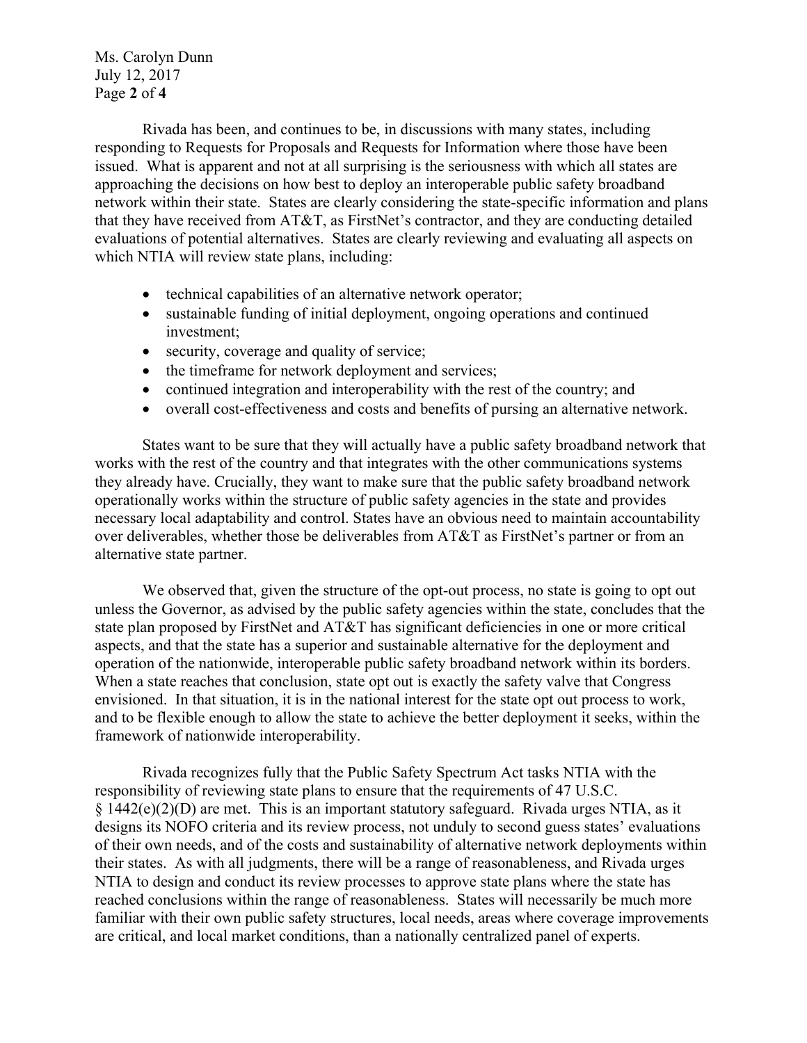Rivada has been, and continues to be, in discussions with many states, including responding to Requests for Proposals and Requests for Information where those have been issued. What is apparent and not at all surprising is the seriousness with which all states are approaching the decisions on how best to deploy an interoperable public safety broadband network within their state. States are clearly considering the state-specific information and plans that they have received from AT&T, as FirstNet's contractor, and they are conducting detailed evaluations of potential alternatives. States are clearly reviewing and evaluating all aspects on which NTIA will review state plans, including:

- technical capabilities of an alternative network operator;
- sustainable funding of initial deployment, ongoing operations and continued investment;
- security, coverage and quality of service;
- the timeframe for network deployment and services;
- continued integration and interoperability with the rest of the country; and
- overall cost-effectiveness and costs and benefits of pursuing an alternative network.

States want to be sure that they will actually have a public safety broadband network that works with the rest of the country and that integrates with the other communications systems they already have. Crucially, they want to make sure that the public safety broadband network operationally works within the structure of public safety agencies in the state and provides necessary local adaptability and control. States have an obvious need to maintain accountability over deliverables, whether those be deliverables from AT&T as FirstNet's partner or from an alternative state partner.

We observed that, given the structure of the opt-out process, no state is going to opt out unless the Governor, as advised by the public safety agencies within the state, concludes that the state plan proposed by FirstNet and AT&T has significant deficiencies in one or more critical aspects, and that the state has a superior and sustainable alternative for the deployment and operation of the nationwide, interoperable public safety broadband network within its borders. When a state reaches that conclusion, state opt out is exactly the safety valve that Congress envisioned. In that situation, it is in the national interest for the state opt out process to work, and to be flexible enough to allow the state to achieve the better deployment it seeks, within the framework of nationwide interoperability.

Rivada recognizes fully that the Public Safety Spectrum Act tasks NTIA with the responsibility of reviewing state plans to ensure that the requirements of 47 U.S.C. § 1442(e)(2)(D) are met. This is an important statutory safeguard. Rivada urges NTIA, as it designs its NOFO criteria and its review process, not unduly to second guess states' evaluations of their own needs, and of the costs and sustainability of alternative network deployments within their states. As with all judgments, there will be a range of reasonableness, and Rivada urges NTIA to design and conduct its review processes to approve state plans where the state has reached conclusions within the range of reasonableness. States will necessarily be much more familiar with their own public safety structures, local needs, areas where coverage improvements are critical, and local market conditions, than a nationally centralized panel of experts.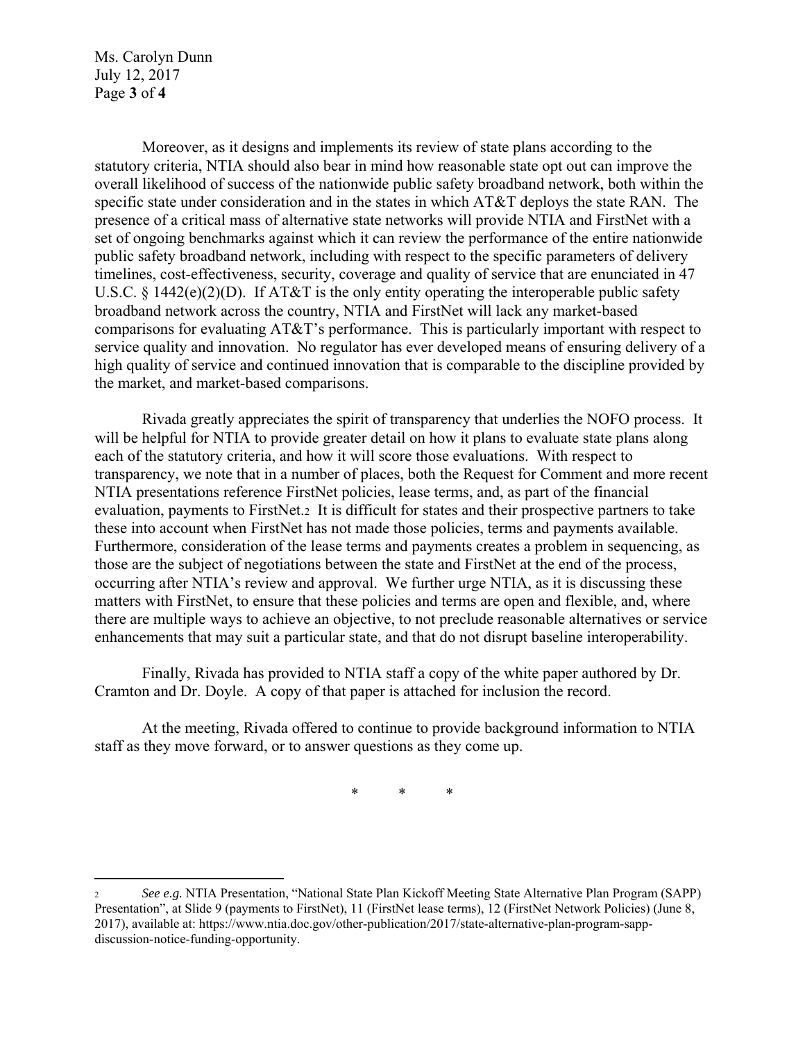Moreover, as it designs and implements its review of state plans according to the statutory criteria, NTIA should also bear in mind how reasonable state opt out can improve the overall likelihood of success of the nationwide public safety broadband network, both within the specific state under consideration and in the states in which AT&T deploys the state RAN. The presence of a critical mass of alternative state networks will provide NTIA and FirstNet with a set of ongoing benchmarks against which it can review the performance of the entire nationwide public safety broadband network, including with respect to the specific parameters of delivery timelines, cost-effectiveness, security, coverage and quality of service that are enunciated in 47 U.S.C. § 1442(e)(2)(D). If AT&T is the only entity operating the interoperable public safety broadband network across the country, NTIA and FirstNet will lack any market-based comparisons for evaluating AT&T's performance. This is particularly important with respect to service quality and innovation. No regulator has ever developed means of ensuring delivery of a high quality of service and continued innovation that is comparable to the discipline provided by the market, and market-based comparisons.

Rivada greatly appreciates the spirit of transparency that underlies the NOFO process. It will be helpful for NTIA to provide greater detail on how it plans to evaluate state plans along each of the statutory criteria, and how it will score those evaluations. With respect to transparency, we note that in a number of places, both the Request for Comment and more recent NTIA presentations reference FirstNet policies, lease terms, and, as part of the financial evaluation, payments to FirstNet.[2] It is difficult for states and their prospective partners to take these into account when FirstNet has not made those policies, terms and payments available. Furthermore, consideration of the lease terms and payments creates a problem in sequencing, as those are the subject of negotiations between the state and FirstNet at the end of the process, occurring after NTIA's review and approval. We further urge NTIA, as it is discussing these matters with FirstNet, to ensure that these policies and terms are open and flexible, and, where there are multiple ways to achieve an objective, to not preclude reasonable alternatives or service enhancements that may suit a particular state, and that do not disrupt baseline interoperability.

Finally, Rivada has provided to NTIA staff a copy of the white paper authored by Dr. Cramton and Dr. Doyle. A copy of that paper is attached for inclusion the record.

At the meeting, Rivada offered to continue to provide background information to NTIA staff as they move forward, or to answer questions as they come up.

\* \* \*

---

[2] *See e.g.* NTIA Presentation, "National State Plan Kickoff Meeting State Alternative Plan Program (SAPP) Presentation", at Slide 9 (payments to FirstNet), 11 (FirstNet lease terms), 12 (FirstNet Network Policies) (June 8, 2017), available at: https://www.ntia.doc.gov/other-publication/2017/state-alternative-plan-program-sapp-discussion-notice-funding-opportunity.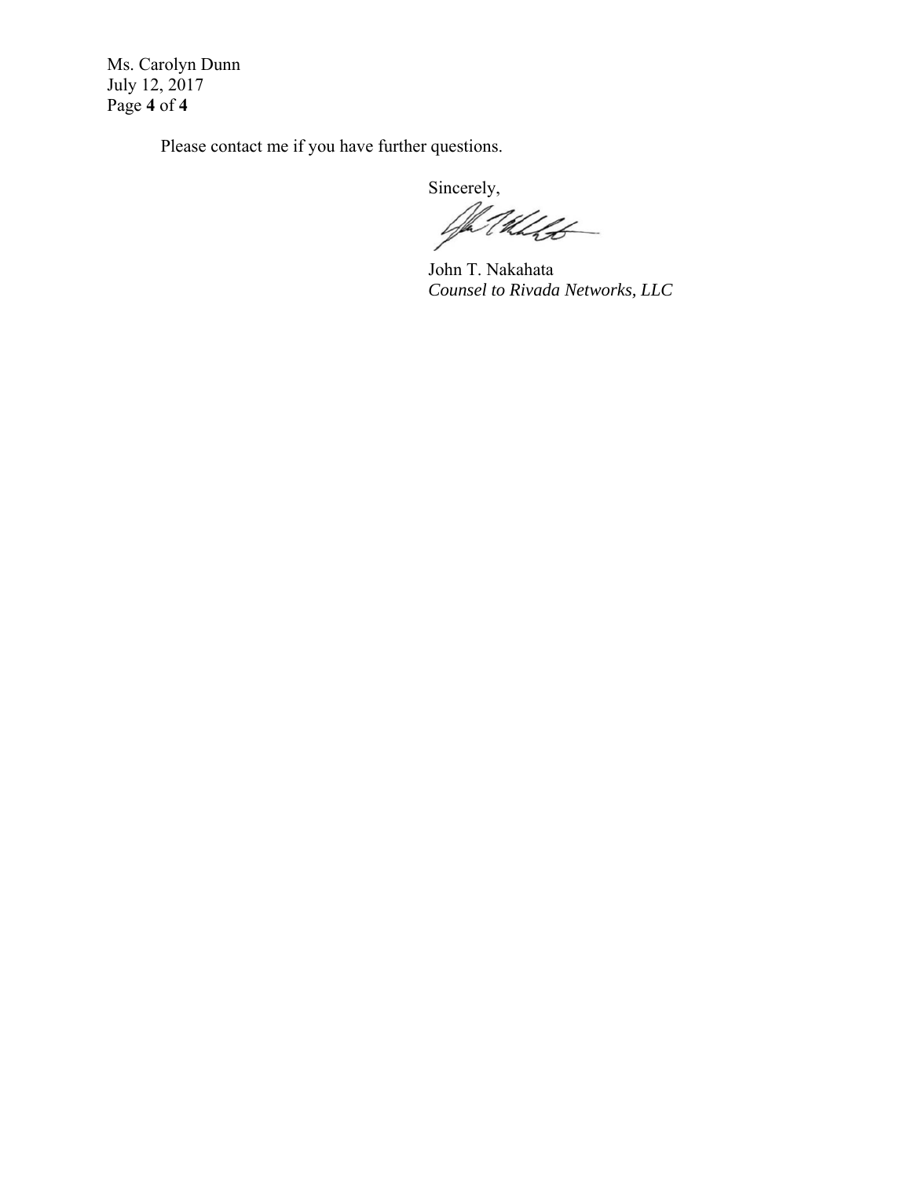Please contact me if you have further questions.

Sincerely,

John T. Nakahata
*Counsel to Rivada Networks, LLC*